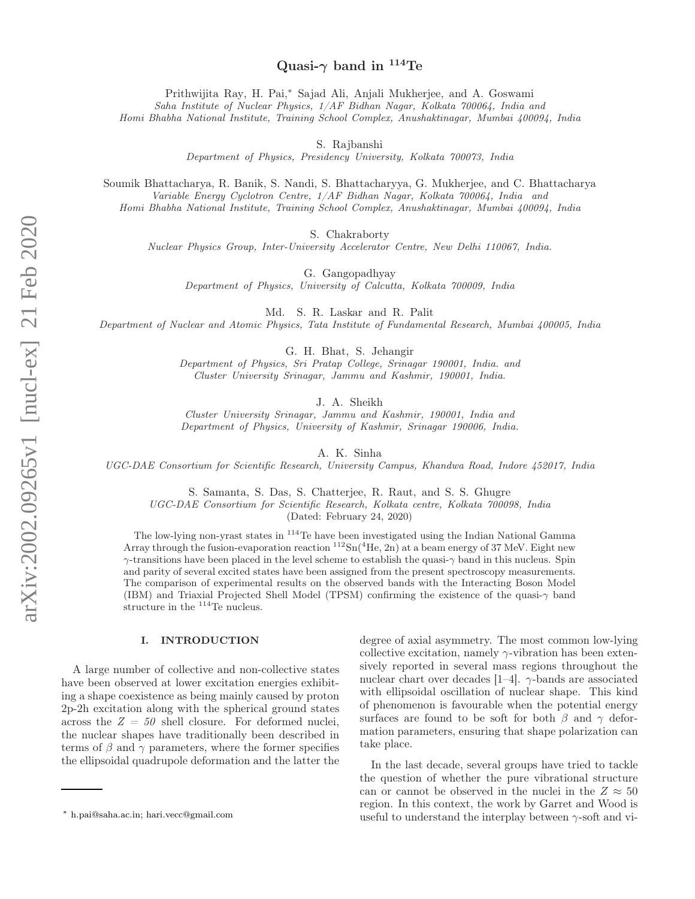# Quasi-$\gamma$ band in $^{114}$Te

Prithwijita Ray, H. Pai,* Sajad Ali, Anjali Mukherjee, and A. Goswami

*Saha Institute of Nuclear Physics, 1/AF Bidhan Nagar, Kolkata 700064, India and Homi Bhabha National Institute, Training School Complex, Anushaktinagar, Mumbai 400094, India*

S. Rajbanshi

*Department of Physics, Presidency University, Kolkata 700073, India*

Soumik Bhattacharya, R. Banik, S. Nandi, S. Bhattacharyya, G. Mukherjee, and C. Bhattacharya

*Variable Energy Cyclotron Centre, 1/AF Bidhan Nagar, Kolkata 700064, India and Homi Bhabha National Institute, Training School Complex, Anushaktinagar, Mumbai 400094, India*

S. Chakraborty

*Nuclear Physics Group, Inter-University Accelerator Centre, New Delhi 110067, India.*

G. Gangopadhyay

*Department of Physics, University of Calcutta, Kolkata 700009, India*

Md. S. R. Laskar and R. Palit

*Department of Nuclear and Atomic Physics, Tata Institute of Fundamental Research, Mumbai 400005, India*

G. H. Bhat, S. Jehangir

*Department of Physics, Sri Pratap College, Srinagar 190001, India. and Cluster University Srinagar, Jammu and Kashmir, 190001, India.*

J. A. Sheikh

*Cluster University Srinagar, Jammu and Kashmir, 190001, India and Department of Physics, University of Kashmir, Srinagar 190006, India.*

A. K. Sinha

*UGC-DAE Consortium for Scientific Research, University Campus, Khandwa Road, Indore 452017, India*

S. Samanta, S. Das, S. Chatterjee, R. Raut, and S. S. Ghugre

*UGC-DAE Consortium for Scientific Research, Kolkata centre, Kolkata 700098, India*

(Dated: February 24, 2020)

The low-lying non-yrast states in $^{114}$Te have been investigated using the Indian National Gamma Array through the fusion-evaporation reaction $^{112}$Sn($^{4}$He, 2n) at a beam energy of 37 MeV. Eight new $\gamma$-transitions have been placed in the level scheme to establish the quasi-$\gamma$ band in this nucleus. Spin and parity of several excited states have been assigned from the present spectroscopy measurements. The comparison of experimental results on the observed bands with the Interacting Boson Model (IBM) and Triaxial Projected Shell Model (TPSM) confirming the existence of the quasi-$\gamma$ band structure in the $^{114}$Te nucleus.

## I. INTRODUCTION

A large number of collective and non-collective states have been observed at lower excitation energies exhibiting a shape coexistence as being mainly caused by proton 2p-2h excitation along with the spherical ground states across the $Z = 50$ shell closure. For deformed nuclei, the nuclear shapes have traditionally been described in terms of $\beta$ and $\gamma$ parameters, where the former specifies the ellipsoidal quadrupole deformation and the latter the degree of axial asymmetry. The most common low-lying collective excitation, namely $\gamma$-vibration has been extensively reported in several mass regions throughout the nuclear chart over decades [1–4]. $\gamma$-bands are associated with ellipsoidal oscillation of nuclear shape. This kind of phenomenon is favourable when the potential energy surfaces are found to be soft for both $\beta$ and $\gamma$ deformation parameters, ensuring that shape polarization can take place.

In the last decade, several groups have tried to tackle the question of whether the pure vibrational structure can or cannot be observed in the nuclei in the $Z \approx 50$ region. In this context, the work by Garret and Wood is useful to understand the interplay between $\gamma$-soft and vi-

* h.pai@saha.ac.in; hari.vecc@gmail.com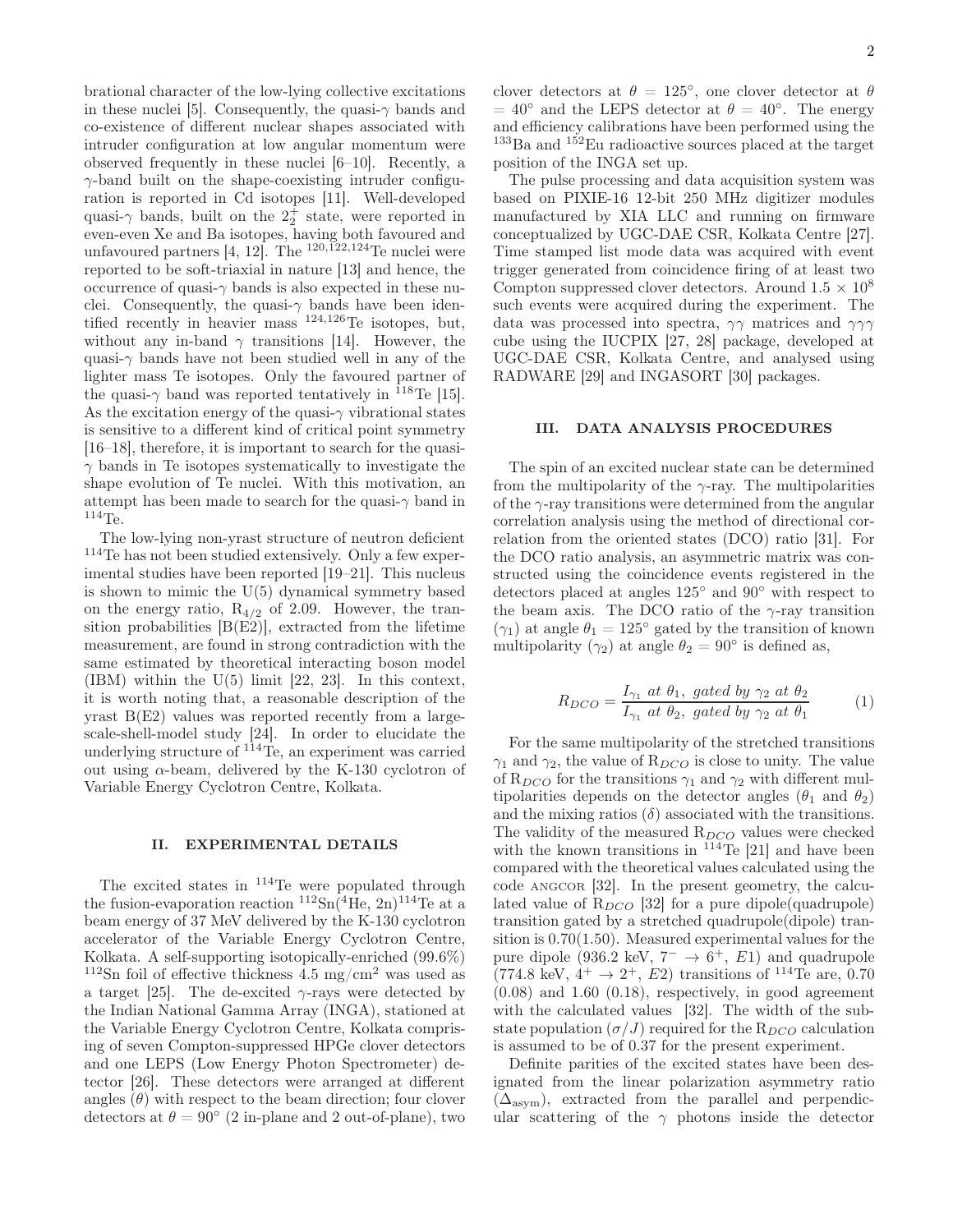brational character of the low-lying collective excitations in these nuclei [5]. Consequently, the quasi-$\gamma$ bands and co-existence of different nuclear shapes associated with intruder configuration at low angular momentum were observed frequently in these nuclei [6–10]. Recently, a $\gamma$-band built on the shape-coexisting intruder configuration is reported in Cd isotopes [11]. Well-developed quasi-$\gamma$ bands, built on the $2_2^+$ state, were reported in even-even Xe and Ba isotopes, having both favoured and unfavoured partners [4, 12]. The $^{120,122,124}$Te nuclei were reported to be soft-triaxial in nature [13] and hence, the occurrence of quasi-$\gamma$ bands is also expected in these nuclei. Consequently, the quasi-$\gamma$ bands have been identified recently in heavier mass $^{124,126}$Te isotopes, but, without any in-band $\gamma$ transitions [14]. However, the quasi-$\gamma$ bands have not been studied well in any of the lighter mass Te isotopes. Only the favoured partner of the quasi-$\gamma$ band was reported tentatively in $^{118}$Te [15]. As the excitation energy of the quasi-$\gamma$ vibrational states is sensitive to a different kind of critical point symmetry [16–18], therefore, it is important to search for the quasi-$\gamma$ bands in Te isotopes systematically to investigate the shape evolution of Te nuclei. With this motivation, an attempt has been made to search for the quasi-$\gamma$ band in $^{114}$Te.

The low-lying non-yrast structure of neutron deficient $^{114}$Te has not been studied extensively. Only a few experimental studies have been reported [19–21]. This nucleus is shown to mimic the U(5) dynamical symmetry based on the energy ratio, $R_{4/2}$ of 2.09. However, the transition probabilities [B(E2)], extracted from the lifetime measurement, are found in strong contradiction with the same estimated by theoretical interacting boson model (IBM) within the U(5) limit [22, 23]. In this context, it is worth noting that, a reasonable description of the yrast B(E2) values was reported recently from a large-scale-shell-model study [24]. In order to elucidate the underlying structure of $^{114}$Te, an experiment was carried out using $\alpha$-beam, delivered by the K-130 cyclotron of Variable Energy Cyclotron Centre, Kolkata.

## II. EXPERIMENTAL DETAILS

The excited states in $^{114}$Te were populated through the fusion-evaporation reaction $^{112}$Sn($^4$He, 2n)$^{114}$Te at a beam energy of 37 MeV delivered by the K-130 cyclotron accelerator of the Variable Energy Cyclotron Centre, Kolkata. A self-supporting isotopically-enriched (99.6%) $^{112}$Sn foil of effective thickness 4.5 mg/cm$^2$ was used as a target [25]. The de-excited $\gamma$-rays were detected by the Indian National Gamma Array (INGA), stationed at the Variable Energy Cyclotron Centre, Kolkata comprising of seven Compton-suppressed HPGe clover detectors and one LEPS (Low Energy Photon Spectrometer) detector [26]. These detectors were arranged at different angles ($\theta$) with respect to the beam direction; four clover detectors at $\theta = 90^\circ$ (2 in-plane and 2 out-of-plane), two clover detectors at $\theta = 125^\circ$, one clover detector at $\theta = 40^\circ$ and the LEPS detector at $\theta = 40^\circ$. The energy and efficiency calibrations have been performed using the $^{133}$Ba and $^{152}$Eu radioactive sources placed at the target position of the INGA set up.

The pulse processing and data acquisition system was based on PIXIE-16 12-bit 250 MHz digitizer modules manufactured by XIA LLC and running on firmware conceptualized by UGC-DAE CSR, Kolkata Centre [27]. Time stamped list mode data was acquired with event trigger generated from coincidence firing of at least two Compton suppressed clover detectors. Around $1.5 \times 10^8$ such events were acquired during the experiment. The data was processed into spectra, $\gamma\gamma$ matrices and $\gamma\gamma\gamma$ cube using the IUCPIX [27, 28] package, developed at UGC-DAE CSR, Kolkata Centre, and analysed using RADWARE [29] and INGASORT [30] packages.

## III. DATA ANALYSIS PROCEDURES

The spin of an excited nuclear state can be determined from the multipolarity of the $\gamma$-ray. The multipolarities of the $\gamma$-ray transitions were determined from the angular correlation analysis using the method of directional correlation from the oriented states (DCO) ratio [31]. For the DCO ratio analysis, an asymmetric matrix was constructed using the coincidence events registered in the detectors placed at angles 125° and 90° with respect to the beam axis. The DCO ratio of the $\gamma$-ray transition ($\gamma_1$) at angle $\theta_1 = 125^\circ$ gated by the transition of known multipolarity ($\gamma_2$) at angle $\theta_2 = 90^\circ$ is defined as,

$$R_{DCO} = \frac{I_{\gamma_1} \ at\ \theta_1,\ gated\ by\ \gamma_2\ at\ \theta_2}{I_{\gamma_1}\ at\ \theta_2,\ gated\ by\ \gamma_2\ at\ \theta_1} \quad (1)$$

For the same multipolarity of the stretched transitions $\gamma_1$ and $\gamma_2$, the value of $R_{DCO}$ is close to unity. The value of $R_{DCO}$ for the transitions $\gamma_1$ and $\gamma_2$ with different multipolarities depends on the detector angles ($\theta_1$ and $\theta_2$) and the mixing ratios ($\delta$) associated with the transitions. The validity of the measured $R_{DCO}$ values were checked with the known transitions in $^{114}$Te [21] and have been compared with the theoretical values calculated using the code ANGCOR [32]. In the present geometry, the calculated value of $R_{DCO}$ [32] for a pure dipole(quadrupole) transition gated by a stretched quadrupole(dipole) transition is 0.70(1.50). Measured experimental values for the pure dipole (936.2 keV, $7^- \rightarrow 6^+$, $E1$) and quadrupole (774.8 keV, $4^+ \rightarrow 2^+$, $E2$) transitions of $^{114}$Te are, 0.70 (0.08) and 1.60 (0.18), respectively, in good agreement with the calculated values [32]. The width of the substate population ($\sigma/J$) required for the $R_{DCO}$ calculation is assumed to be of 0.37 for the present experiment.

Definite parities of the excited states have been designated from the linear polarization asymmetry ratio ($\Delta_{\rm asym}$), extracted from the parallel and perpendicular scattering of the $\gamma$ photons inside the detector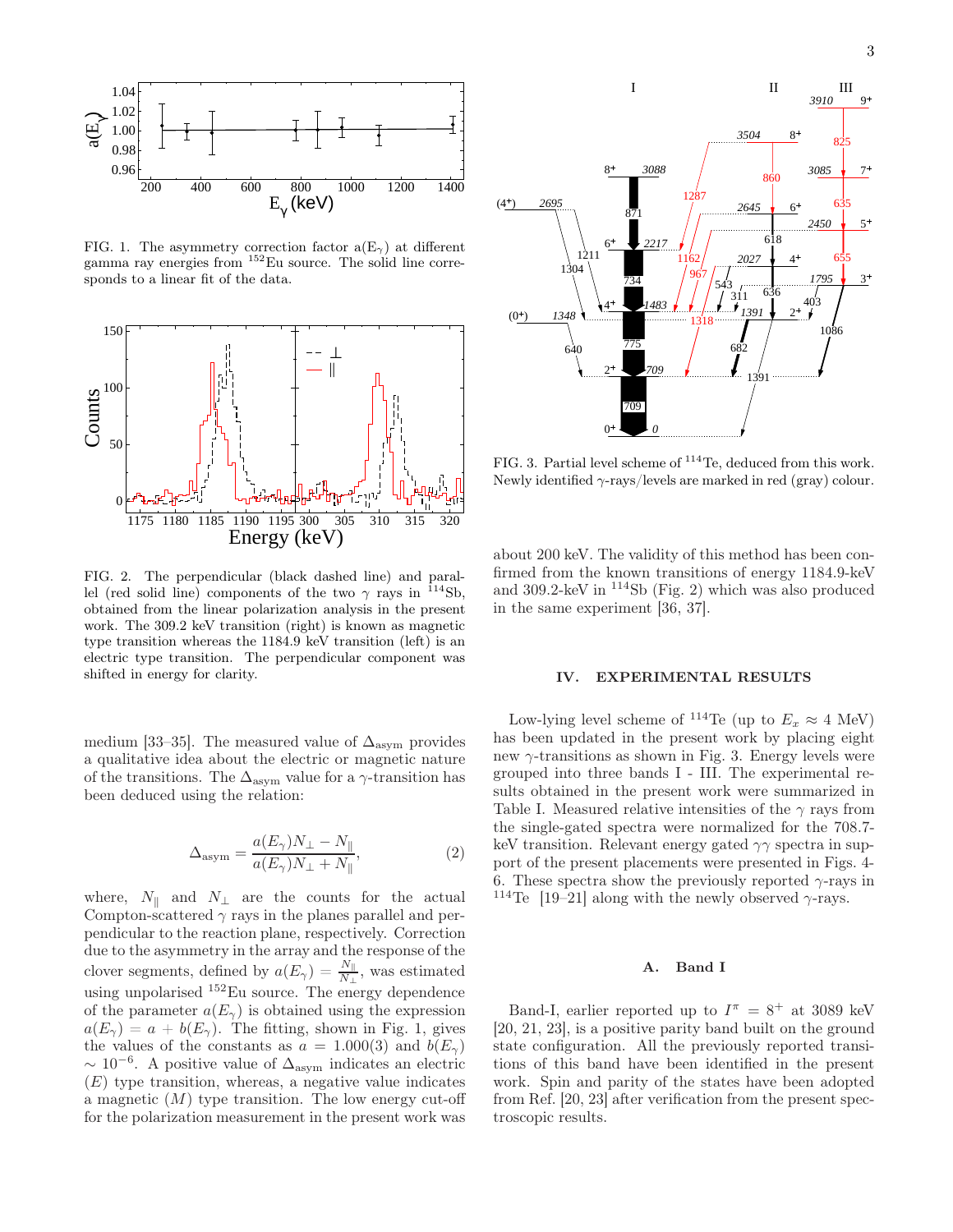FIG. 1. The asymmetry correction factor $a(E_\gamma)$ at different gamma ray energies from $^{152}$Eu source. The solid line corresponds to a linear fit of the data.

FIG. 2. The perpendicular (black dashed line) and parallel (red solid line) components of the two $\gamma$ rays in $^{114}$Sb, obtained from the linear polarization analysis in the present work. The 309.2 keV transition (right) is known as magnetic type transition whereas the 1184.9 keV transition (left) is an electric type transition. The perpendicular component was shifted in energy for clarity.

medium [33–35]. The measured value of $\Delta_{\rm asym}$ provides a qualitative idea about the electric or magnetic nature of the transitions. The $\Delta_{\rm asym}$ value for a $\gamma$-transition has been deduced using the relation:

$$\Delta_{\rm asym} = \frac{a(E_\gamma)N_\perp - N_\parallel}{a(E_\gamma)N_\perp + N_\parallel}, \tag{2}$$

where, $N_\parallel$ and $N_\perp$ are the counts for the actual Compton-scattered $\gamma$ rays in the planes parallel and perpendicular to the reaction plane, respectively. Correction due to the asymmetry in the array and the response of the clover segments, defined by $a(E_\gamma) = \frac{N_\parallel}{N_\perp}$, was estimated using unpolarised $^{152}$Eu source. The energy dependence of the parameter $a(E_\gamma)$ is obtained using the expression $a(E_\gamma) = a + b(E_\gamma)$. The fitting, shown in Fig. 1, gives the values of the constants as $a = 1.000(3)$ and $b(E_\gamma) \sim 10^{-6}$. A positive value of $\Delta_{\rm asym}$ indicates an electric ($E$) type transition, whereas, a negative value indicates a magnetic ($M$) type transition. The low energy cut-off for the polarization measurement in the present work was about 200 keV. The validity of this method has been confirmed from the known transitions of energy 1184.9-keV and 309.2-keV in $^{114}$Sb (Fig. 2) which was also produced in the same experiment [36, 37].

FIG. 3. Partial level scheme of $^{114}$Te, deduced from this work. Newly identified $\gamma$-rays/levels are marked in red (gray) colour.

## IV. EXPERIMENTAL RESULTS

Low-lying level scheme of $^{114}$Te (up to $E_x \approx 4$ MeV) has been updated in the present work by placing eight new $\gamma$-transitions as shown in Fig. 3. Energy levels were grouped into three bands I - III. The experimental results obtained in the present work were summarized in Table I. Measured relative intensities of the $\gamma$ rays from the single-gated spectra were normalized for the 708.7-keV transition. Relevant energy gated $\gamma\gamma$ spectra in support of the present placements were presented in Figs. 4-6. These spectra show the previously reported $\gamma$-rays in $^{114}$Te [19–21] along with the newly observed $\gamma$-rays.

### A. Band I

Band-I, earlier reported up to $I^\pi = 8^+$ at 3089 keV [20, 21, 23], is a positive parity band built on the ground state configuration. All the previously reported transitions of this band have been identified in the present work. Spin and parity of the states have been adopted from Ref. [20, 23] after verification from the present spectroscopic results.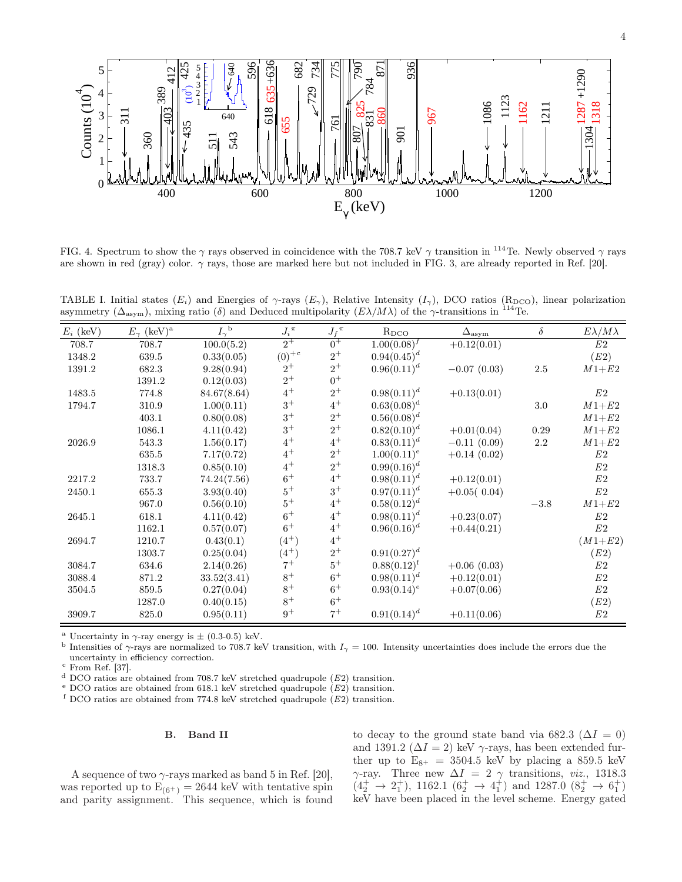FIG. 4. Spectrum to show the $\gamma$ rays observed in coincidence with the 708.7 keV $\gamma$ transition in $^{114}$Te. Newly observed $\gamma$ rays are shown in red (gray) color. $\gamma$ rays, those are marked here but not included in FIG. 3, are already reported in Ref. [20].

TABLE I. Initial states ($E_i$) and Energies of $\gamma$-rays ($E_\gamma$), Relative Intensity ($I_\gamma$), DCO ratios ($R_{DCO}$), linear polarization asymmetry ($\Delta_{asym}$), mixing ratio ($\delta$) and Deduced multipolarity ($E\lambda/M\lambda$) of the $\gamma$-transitions in $^{114}$Te.

| $E_i$ (keV) | $E_\gamma$ (keV)[a] | $I_\gamma$[b] | $J_i^\pi$ | $J_f^\pi$ | $R_{DCO}$ | $\Delta_{asym}$ | $\delta$ | $E\lambda/M\lambda$ |
|---|---|---|---|---|---|---|---|---|
| 708.7 | 708.7 | 100.0(5.2) | $2^+$ | $0^+$ | 1.00(0.08)[f] | +0.12(0.01) | | $E2$ |
| 1348.2 | 639.5 | 0.33(0.05) | $(0)^{+c}$ | $2^+$ | 0.94(0.45)[d] | | | $(E2)$ |
| 1391.2 | 682.3 | 9.28(0.94) | $2^+$ | $2^+$ | 0.96(0.11)[d] | −0.07 (0.03) | 2.5 | $M1+E2$ |
| | 1391.2 | 0.12(0.03) | $2^+$ | $0^+$ | | | | |
| 1483.5 | 774.8 | 84.67(8.64) | $4^+$ | $2^+$ | 0.98(0.11)[d] | +0.13(0.01) | | $E2$ |
| 1794.7 | 310.9 | 1.00(0.11) | $3^+$ | $4^+$ | 0.63(0.08)[d] | | 3.0 | $M1+E2$ |
| | 403.1 | 0.80(0.08) | $3^+$ | $2^+$ | 0.56(0.08)[d] | | | $M1+E2$ |
| | 1086.1 | 4.11(0.42) | $3^+$ | $2^+$ | 0.82(0.10)[d] | +0.01(0.04) | 0.29 | $M1+E2$ |
| 2026.9 | 543.3 | 1.56(0.17) | $4^+$ | $4^+$ | 0.83(0.11)[d] | −0.11 (0.09) | 2.2 | $M1+E2$ |
| | 635.5 | 7.17(0.72) | $4^+$ | $2^+$ | 1.00(0.11)[e] | +0.14 (0.02) | | $E2$ |
| | 1318.3 | 0.85(0.10) | $4^+$ | $2^+$ | 0.99(0.16)[d] | | | $E2$ |
| 2217.2 | 733.7 | 74.24(7.56) | $6^+$ | $4^+$ | 0.98(0.11)[d] | +0.12(0.01) | | $E2$ |
| 2450.1 | 655.3 | 3.93(0.40) | $5^+$ | $3^+$ | 0.97(0.11)[d] | +0.05( 0.04) | | $E2$ |
| | 967.0 | 0.56(0.10) | $5^+$ | $4^+$ | 0.58(0.12)[d] | | −3.8 | $M1+E2$ |
| 2645.1 | 618.1 | 4.11(0.42) | $6^+$ | $4^+$ | 0.98(0.11)[d] | +0.23(0.07) | | $E2$ |
| | 1162.1 | 0.57(0.07) | $6^+$ | $4^+$ | 0.96(0.16)[d] | +0.44(0.21) | | $E2$ |
| 2694.7 | 1210.7 | 0.43(0.1) | $(4^+)$ | $4^+$ | | | | $(M1+E2)$ |
| | 1303.7 | 0.25(0.04) | $(4^+)$ | $2^+$ | 0.91(0.27)[d] | | | $(E2)$ |
| 3084.7 | 634.6 | 2.14(0.26) | $7^+$ | $5^+$ | 0.88(0.12)[f] | +0.06 (0.03) | | $E2$ |
| 3088.4 | 871.2 | 33.52(3.41) | $8^+$ | $6^+$ | 0.98(0.11)[d] | +0.12(0.01) | | $E2$ |
| 3504.5 | 859.5 | 0.27(0.04) | $8^+$ | $6^+$ | 0.93(0.14)[e] | +0.07(0.06) | | $E2$ |
| | 1287.0 | 0.40(0.15) | $8^+$ | $6^+$ | | | | $(E2)$ |
| 3909.7 | 825.0 | 0.95(0.11) | $9^+$ | $7^+$ | 0.91(0.14)[d] | +0.11(0.06) | | $E2$ |

[a] Uncertainty in $\gamma$-ray energy is ± (0.3-0.5) keV.
[b] Intensities of $\gamma$-rays are normalized to 708.7 keV transition, with $I_\gamma$ = 100. Intensity uncertainties does include the errors due the uncertainty in efficiency correction.
[c] From Ref. [37].
[d] DCO ratios are obtained from 708.7 keV stretched quadrupole ($E2$) transition.
[e] DCO ratios are obtained from 618.1 keV stretched quadrupole ($E2$) transition.
[f] DCO ratios are obtained from 774.8 keV stretched quadrupole ($E2$) transition.

### B. Band II

A sequence of two $\gamma$-rays marked as band 5 in Ref. [20], was reported up to $E_{(6^+)}$ = 2644 keV with tentative spin and parity assignment. This sequence, which is found to decay to the ground state band via 682.3 ($\Delta I = 0$) and 1391.2 ($\Delta I = 2$) keV $\gamma$-rays, has been extended further up to $E_{8^+}$ = 3504.5 keV by placing a 859.5 keV $\gamma$-ray. Three new $\Delta I = 2$ $\gamma$ transitions, *viz.*, 1318.3 ($4_2^+ \rightarrow 2_1^+$), 1162.1 ($6_2^+ \rightarrow 4_1^+$) and 1287.0 ($8_2^+ \rightarrow 6_1^+$) keV have been placed in the level scheme. Energy gated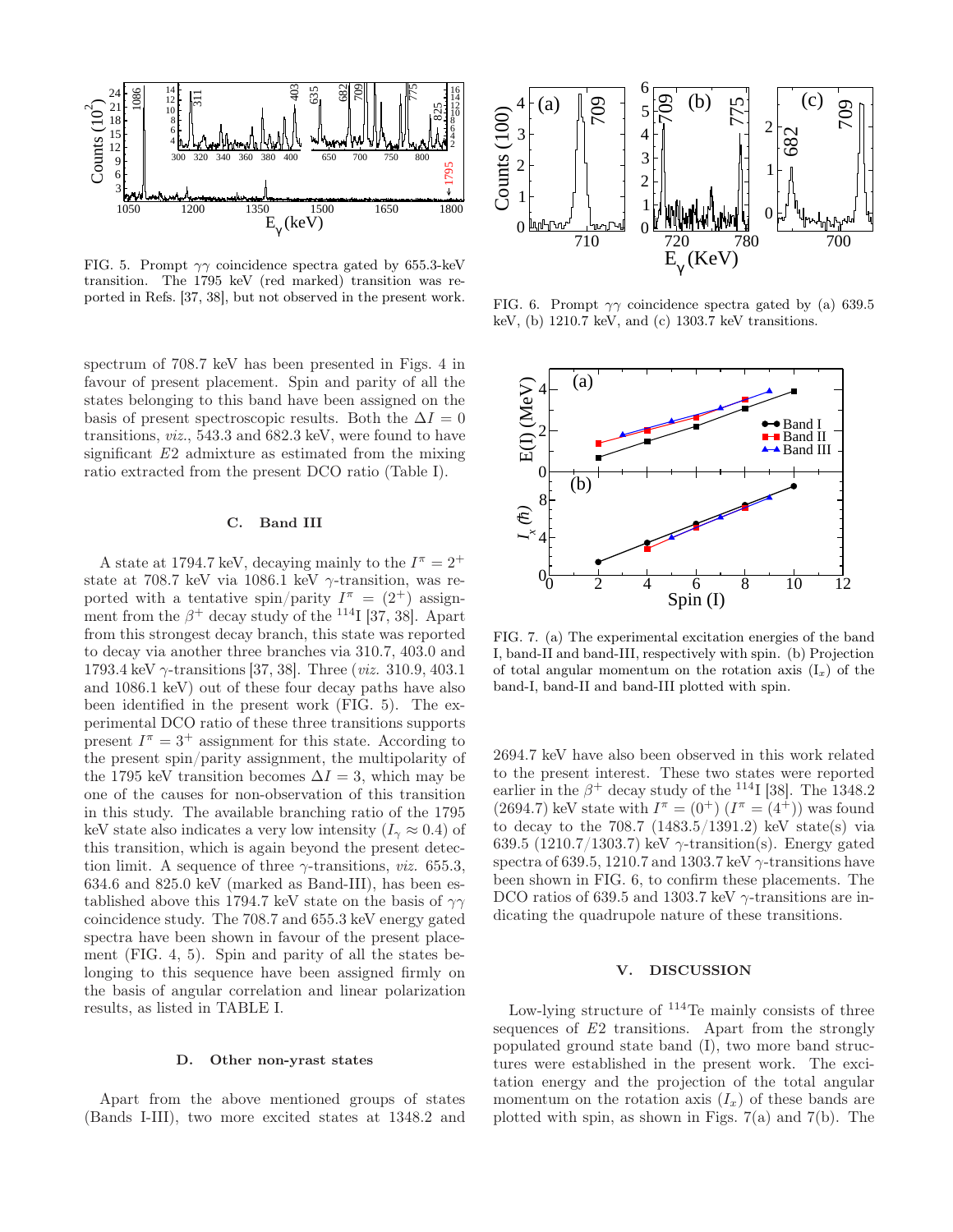FIG. 5. Prompt $\gamma\gamma$ coincidence spectra gated by 655.3-keV transition. The 1795 keV (red marked) transition was reported in Refs. [37, 38], but not observed in the present work.

spectrum of 708.7 keV has been presented in Figs. 4 in favour of present placement. Spin and parity of all the states belonging to this band have been assigned on the basis of present spectroscopic results. Both the $\Delta I = 0$ transitions, *viz.*, 543.3 and 682.3 keV, were found to have significant $E2$ admixture as estimated from the mixing ratio extracted from the present DCO ratio (Table I).

### C. Band III

A state at 1794.7 keV, decaying mainly to the $I^\pi = 2^+$ state at 708.7 keV via 1086.1 keV $\gamma$-transition, was reported with a tentative spin/parity $I^\pi = (2^+)$ assignment from the $\beta^+$ decay study of the $^{114}$I [37, 38]. Apart from this strongest decay branch, this state was reported to decay via another three branches via 310.7, 403.0 and 1793.4 keV $\gamma$-transitions [37, 38]. Three (*viz.* 310.9, 403.1 and 1086.1 keV) out of these four decay paths have also been identified in the present work (FIG. 5). The experimental DCO ratio of these three transitions supports present $I^\pi = 3^+$ assignment for this state. According to the present spin/parity assignment, the multipolarity of the 1795 keV transition becomes $\Delta I = 3$, which may be one of the causes for non-observation of this transition in this study. The available branching ratio of the 1795 keV state also indicates a very low intensity ($I_\gamma \approx 0.4$) of this transition, which is again beyond the present detection limit. A sequence of three $\gamma$-transitions, *viz.* 655.3, 634.6 and 825.0 keV (marked as Band-III), has been established above this 1794.7 keV state on the basis of $\gamma\gamma$ coincidence study. The 708.7 and 655.3 keV energy gated spectra have been shown in favour of the present placement (FIG. 4, 5). Spin and parity of all the states belonging to this sequence have been assigned firmly on the basis of angular correlation and linear polarization results, as listed in TABLE I.

### D. Other non-yrast states

Apart from the above mentioned groups of states (Bands I-III), two more excited states at 1348.2 and 2694.7 keV have also been observed in this work related to the present interest. These two states were reported earlier in the $\beta^+$ decay study of the $^{114}$I [38]. The 1348.2 (2694.7) keV state with $I^\pi = (0^+)$ ($I^\pi = (4^+)$) was found to decay to the 708.7 (1483.5/1391.2) keV state(s) via 639.5 (1210.7/1303.7) keV $\gamma$-transition(s). Energy gated spectra of 639.5, 1210.7 and 1303.7 keV $\gamma$-transitions have been shown in FIG. 6, to confirm these placements. The DCO ratios of 639.5 and 1303.7 keV $\gamma$-transitions are indicating the quadrupole nature of these transitions.

FIG. 6. Prompt $\gamma\gamma$ coincidence spectra gated by (a) 639.5 keV, (b) 1210.7 keV, and (c) 1303.7 keV transitions.

FIG. 7. (a) The experimental excitation energies of the band I, band-II and band-III, respectively with spin. (b) Projection of total angular momentum on the rotation axis ($I_x$) of the band-I, band-II and band-III plotted with spin.

## V. DISCUSSION

Low-lying structure of $^{114}$Te mainly consists of three sequences of $E2$ transitions. Apart from the strongly populated ground state band (I), two more band structures were established in the present work. The excitation energy and the projection of the total angular momentum on the rotation axis ($I_x$) of these bands are plotted with spin, as shown in Figs. 7(a) and 7(b). The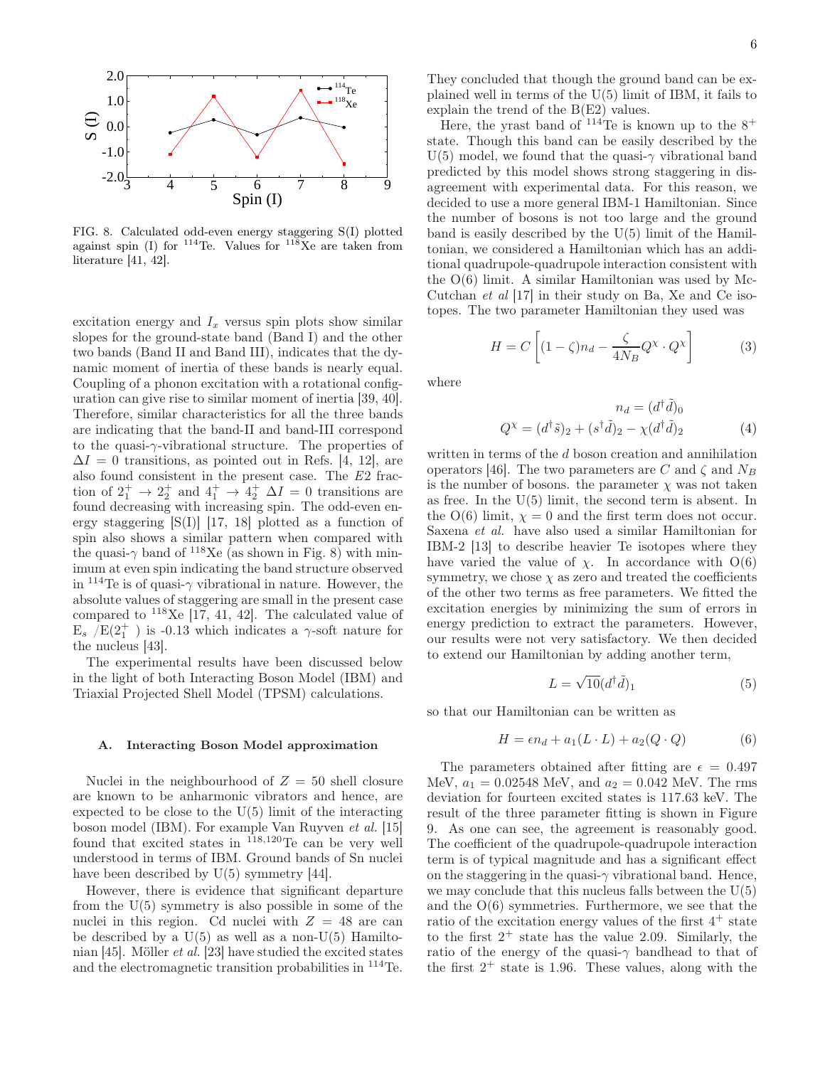FIG. 8. Calculated odd-even energy staggering S(I) plotted against spin (I) for $^{114}$Te. Values for $^{118}$Xe are taken from literature [41, 42].

excitation energy and $I_x$ versus spin plots show similar slopes for the ground-state band (Band I) and the other two bands (Band II and Band III), indicates that the dynamic moment of inertia of these bands is nearly equal. Coupling of a phonon excitation with a rotational configuration can give rise to similar moment of inertia [39, 40]. Therefore, similar characteristics for all the three bands are indicating that the band-II and band-III correspond to the quasi-$\gamma$-vibrational structure. The properties of $\Delta I = 0$ transitions, as pointed out in Refs. [4, 12], are also found consistent in the present case. The $E2$ fraction of $2_1^+ \rightarrow 2_2^+$ and $4_1^+ \rightarrow 4_2^+$ $\Delta I = 0$ transitions are found decreasing with increasing spin. The odd-even energy staggering [S(I)] [17, 18] plotted as a function of spin also shows a similar pattern when compared with the quasi-$\gamma$ band of $^{118}$Xe (as shown in Fig. 8) with minimum at even spin indicating the band structure observed in $^{114}$Te is of quasi-$\gamma$ vibrational in nature. However, the absolute values of staggering are small in the present case compared to $^{118}$Xe [17, 41, 42]. The calculated value of $E_s$ /$E(2_1^+)$ is -0.13 which indicates a $\gamma$-soft nature for the nucleus [43].

The experimental results have been discussed below in the light of both Interacting Boson Model (IBM) and Triaxial Projected Shell Model (TPSM) calculations.

### A. Interacting Boson Model approximation

Nuclei in the neighbourhood of $Z = 50$ shell closure are known to be anharmonic vibrators and hence, are expected to be close to the U(5) limit of the interacting boson model (IBM). For example Van Ruyven *et al.* [15] found that excited states in $^{118,120}$Te can be very well understood in terms of IBM. Ground bands of Sn nuclei have been described by U(5) symmetry [44].

However, there is evidence that significant departure from the U(5) symmetry is also possible in some of the nuclei in this region. Cd nuclei with $Z = 48$ are can be described by a U(5) as well as a non-U(5) Hamiltonian [45]. Möller *et al.* [23] have studied the excited states and the electromagnetic transition probabilities in $^{114}$Te. They concluded that though the ground band can be explained well in terms of the U(5) limit of IBM, it fails to explain the trend of the B(E2) values.

Here, the yrast band of $^{114}$Te is known up to the $8^+$ state. Though this band can be easily described by the U(5) model, we found that the quasi-$\gamma$ vibrational band predicted by this model shows strong staggering in disagreement with experimental data. For this reason, we decided to use a more general IBM-1 Hamiltonian. Since the number of bosons is not too large and the ground band is easily described by the U(5) limit of the Hamiltonian, we considered a Hamiltonian which has an additional quadrupole-quadrupole interaction consistent with the O(6) limit. A similar Hamiltonian was used by McCutchan *et al* [17] in their study on Ba, Xe and Ce isotopes. The two parameter Hamiltonian they used was

$$H = C\left[(1-\zeta)n_d - \frac{\zeta}{4N_B}Q^\chi \cdot Q^\chi\right] \tag{3}$$

where

$$\begin{aligned} n_d &= (d^\dagger \tilde{d})_0 \\ Q^\chi &= (d^\dagger \tilde{s})_2 + (s^\dagger \tilde{d})_2 - \chi(d^\dagger \tilde{d})_2 \end{aligned} \tag{4}$$

written in terms of the $d$ boson creation and annihilation operators [46]. The two parameters are $C$ and $\zeta$ and $N_B$ is the number of bosons. the parameter $\chi$ was not taken as free. In the U(5) limit, the second term is absent. In the O(6) limit, $\chi = 0$ and the first term does not occur. Saxena *et al.* have also used a similar Hamiltonian for IBM-2 [13] to describe heavier Te isotopes where they have varied the value of $\chi$. In accordance with O(6) symmetry, we chose $\chi$ as zero and treated the coefficients of the other two terms as free parameters. We fitted the excitation energies by minimizing the sum of errors in energy prediction to extract the parameters. However, our results were not very satisfactory. We then decided to extend our Hamiltonian by adding another term,

$$L = \sqrt{10}(d^\dagger \tilde{d})_1 \tag{5}$$

so that our Hamiltonian can be written as

$$H = \epsilon n_d + a_1(L \cdot L) + a_2(Q \cdot Q) \tag{6}$$

The parameters obtained after fitting are $\epsilon = 0.497$ MeV, $a_1 = 0.02548$ MeV, and $a_2 = 0.042$ MeV. The rms deviation for fourteen excited states is 117.63 keV. The result of the three parameter fitting is shown in Figure 9. As one can see, the agreement is reasonably good. The coefficient of the quadrupole-quadrupole interaction term is of typical magnitude and has a significant effect on the staggering in the quasi-$\gamma$ vibrational band. Hence, we may conclude that this nucleus falls between the U(5) and the O(6) symmetries. Furthermore, we see that the ratio of the excitation energy values of the first $4^+$ state to the first $2^+$ state has the value 2.09. Similarly, the ratio of the energy of the quasi-$\gamma$ bandhead to that of the first $2^+$ state is 1.96. These values, along with the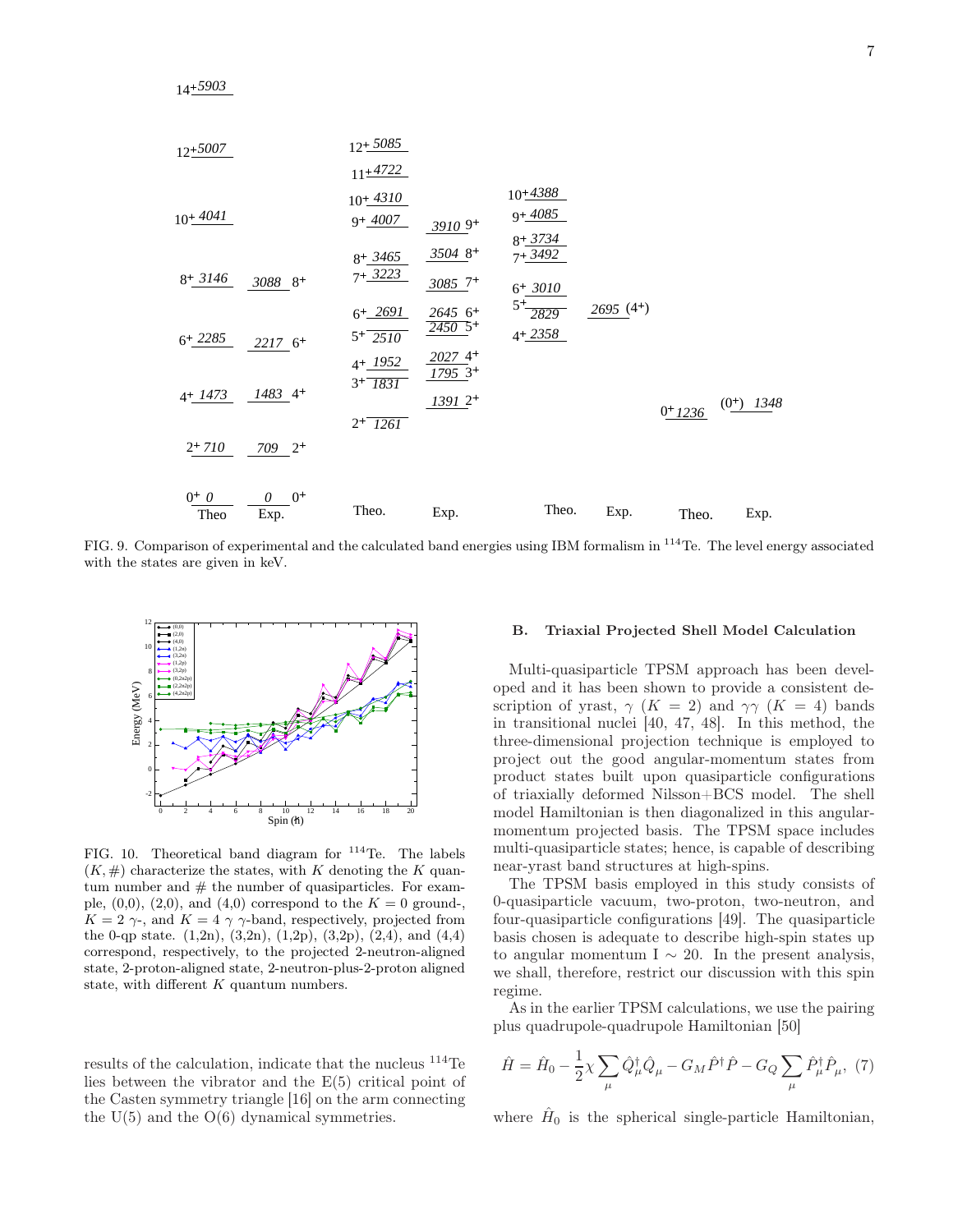FIG. 9. Comparison of experimental and the calculated band energies using IBM formalism in $^{114}$Te. The level energy associated with the states are given in keV.

FIG. 10. Theoretical band diagram for $^{114}$Te. The labels $(K, \#)$ characterize the states, with $K$ denoting the $K$ quantum number and # the number of quasiparticles. For example, (0,0), (2,0), and (4,0) correspond to the $K = 0$ ground-, $K = 2$ $\gamma$-, and $K = 4$ $\gamma\gamma$-band, respectively, projected from the 0-qp state. (1,2n), (3,2n), (1,2p), (3,2p), (2,4), and (4,4) correspond, respectively, to the projected 2-neutron-aligned state, 2-proton-aligned state, 2-neutron-plus-2-proton aligned state, with different $K$ quantum numbers.

results of the calculation, indicate that the nucleus $^{114}$Te lies between the vibrator and the E(5) critical point of the Casten symmetry triangle [16] on the arm connecting the U(5) and the O(6) dynamical symmetries.

### B. Triaxial Projected Shell Model Calculation

Multi-quasiparticle TPSM approach has been developed and it has been shown to provide a consistent description of yrast, $\gamma$ ($K = 2$) and $\gamma\gamma$ ($K = 4$) bands in transitional nuclei [40, 47, 48]. In this method, the three-dimensional projection technique is employed to project out the good angular-momentum states from product states built upon quasiparticle configurations of triaxially deformed Nilsson+BCS model. The shell model Hamiltonian is then diagonalized in this angular-momentum projected basis. The TPSM space includes multi-quasiparticle states; hence, is capable of describing near-yrast band structures at high-spins.

The TPSM basis employed in this study consists of 0-quasiparticle vacuum, two-proton, two-neutron, and four-quasiparticle configurations [49]. The quasiparticle basis chosen is adequate to describe high-spin states up to angular momentum I $\sim$ 20. In the present analysis, we shall, therefore, restrict our discussion with this spin regime.

As in the earlier TPSM calculations, we use the pairing plus quadrupole-quadrupole Hamiltonian [50]

$$\hat{H} = \hat{H}_0 - \frac{1}{2}\chi \sum_{\mu} \hat{Q}^{\dagger}_{\mu}\hat{Q}_{\mu} - G_M \hat{P}^{\dagger}\hat{P} - G_Q \sum_{\mu} \hat{P}^{\dagger}_{\mu}\hat{P}_{\mu}, \quad (7)$$

where $\hat{H}_0$ is the spherical single-particle Hamiltonian,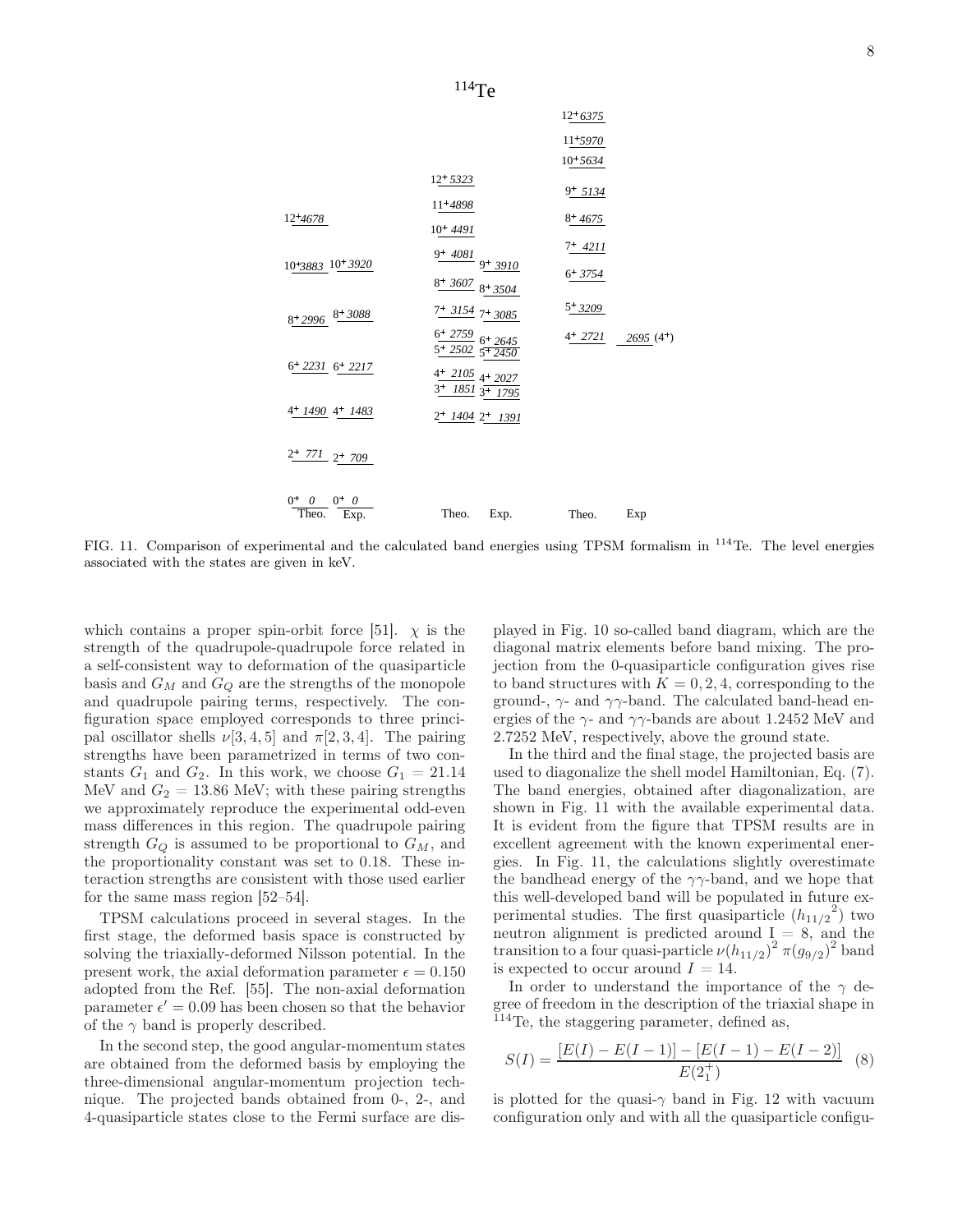FIG. 11. Comparison of experimental and the calculated band energies using TPSM formalism in $^{114}$Te. The level energies associated with the states are given in keV.

which contains a proper spin-orbit force [51]. $\chi$ is the strength of the quadrupole-quadrupole force related in a self-consistent way to deformation of the quasiparticle basis and $G_M$ and $G_Q$ are the strengths of the monopole and quadrupole pairing terms, respectively. The configuration space employed corresponds to three principal oscillator shells $\nu[3, 4, 5]$ and $\pi[2, 3, 4]$. The pairing strengths have been parametrized in terms of two constants $G_1$ and $G_2$. In this work, we choose $G_1 = 21.14$ MeV and $G_2 = 13.86$ MeV; with these pairing strengths we approximately reproduce the experimental odd-even mass differences in this region. The quadrupole pairing strength $G_Q$ is assumed to be proportional to $G_M$, and the proportionality constant was set to 0.18. These interaction strengths are consistent with those used earlier for the same mass region [52–54].

TPSM calculations proceed in several stages. In the first stage, the deformed basis space is constructed by solving the triaxially-deformed Nilsson potential. In the present work, the axial deformation parameter $\epsilon = 0.150$ adopted from the Ref. [55]. The non-axial deformation parameter $\epsilon' = 0.09$ has been chosen so that the behavior of the $\gamma$ band is properly described.

In the second step, the good angular-momentum states are obtained from the deformed basis by employing the three-dimensional angular-momentum projection technique. The projected bands obtained from 0-, 2-, and 4-quasiparticle states close to the Fermi surface are displayed in Fig. 10 so-called band diagram, which are the diagonal matrix elements before band mixing. The projection from the 0-quasiparticle configuration gives rise to band structures with $K = 0, 2, 4$, corresponding to the ground-, $\gamma$- and $\gamma\gamma$-band. The calculated band-head energies of the $\gamma$- and $\gamma\gamma$-bands are about 1.2452 MeV and 2.7252 MeV, respectively, above the ground state.

In the third and the final stage, the projected basis are used to diagonalize the shell model Hamiltonian, Eq. (7). The band energies, obtained after diagonalization, are shown in Fig. 11 with the available experimental data. It is evident from the figure that TPSM results are in excellent agreement with the known experimental energies. In Fig. 11, the calculations slightly overestimate the bandhead energy of the $\gamma\gamma$-band, and we hope that this well-developed band will be populated in future experimental studies. The first quasiparticle $({h_{11/2}}^2)$ two neutron alignment is predicted around I = 8, and the transition to a four quasi-particle $\nu(h_{11/2})^2\, \pi(g_{9/2})^2$ band is expected to occur around $I = 14$.

In order to understand the importance of the $\gamma$ degree of freedom in the description of the triaxial shape in $^{114}$Te, the staggering parameter, defined as,

$$S(I) = \frac{[E(I) - E(I-1)] - [E(I-1) - E(I-2)]}{E(2_1^+)} \quad (8)$$

is plotted for the quasi-$\gamma$ band in Fig. 12 with vacuum configuration only and with all the quasiparticle configu-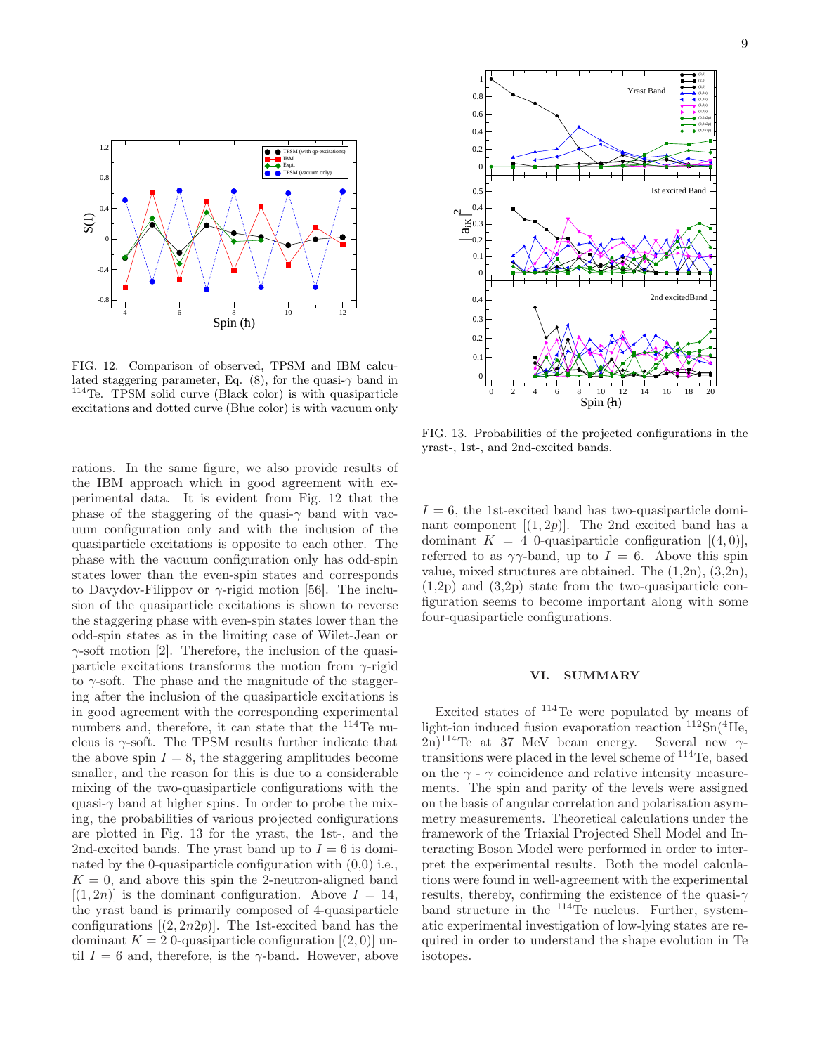FIG. 12. Comparison of observed, TPSM and IBM calculated staggering parameter, Eq. (8), for the quasi-$\gamma$ band in $^{114}$Te. TPSM solid curve (Black color) is with quasiparticle excitations and dotted curve (Blue color) is with vacuum only

FIG. 13. Probabilities of the projected configurations in the yrast-, 1st-, and 2nd-excited bands.

rations. In the same figure, we also provide results of the IBM approach which in good agreement with experimental data. It is evident from Fig. 12 that the phase of the staggering of the quasi-$\gamma$ band with vacuum configuration only and with the inclusion of the quasiparticle excitations is opposite to each other. The phase with the vacuum configuration only has odd-spin states lower than the even-spin states and corresponds to Davydov-Filippov or $\gamma$-rigid motion [56]. The inclusion of the quasiparticle excitations is shown to reverse the staggering phase with even-spin states lower than the odd-spin states as in the limiting case of Wilet-Jean or $\gamma$-soft motion [2]. Therefore, the inclusion of the quasiparticle excitations transforms the motion from $\gamma$-rigid to $\gamma$-soft. The phase and the magnitude of the staggering after the inclusion of the quasiparticle excitations is in good agreement with the corresponding experimental numbers and, therefore, it can state that the $^{114}$Te nucleus is $\gamma$-soft. The TPSM results further indicate that the above spin $I = 8$, the staggering amplitudes become smaller, and the reason for this is due to a considerable mixing of the two-quasiparticle configurations with the quasi-$\gamma$ band at higher spins. In order to probe the mixing, the probabilities of various projected configurations are plotted in Fig. 13 for the yrast, the 1st-, and the 2nd-excited bands. The yrast band up to $I = 6$ is dominated by the 0-quasiparticle configuration with (0,0) i.e., $K = 0$, and above this spin the 2-neutron-aligned band $[(1, 2n)]$ is the dominant configuration. Above $I = 14$, the yrast band is primarily composed of 4-quasiparticle configurations $[(2, 2n2p)]$. The 1st-excited band has the dominant $K = 2$ 0-quasiparticle configuration $[(2, 0)]$ until $I = 6$ and, therefore, is the $\gamma$-band. However, above $I = 6$, the 1st-excited band has two-quasiparticle dominant component $[(1, 2p)]$. The 2nd excited band has a dominant $K = 4$ 0-quasiparticle configuration $[(4, 0)]$, referred to as $\gamma\gamma$-band, up to $I = 6$. Above this spin value, mixed structures are obtained. The (1,2n), (3,2n), (1,2p) and (3,2p) state from the two-quasiparticle configuration seems to become important along with some four-quasiparticle configurations.

## VI. SUMMARY

Excited states of $^{114}$Te were populated by means of light-ion induced fusion evaporation reaction $^{112}$Sn($^4$He, 2n)$^{114}$Te at 37 MeV beam energy. Several new $\gamma$-transitions were placed in the level scheme of $^{114}$Te, based on the $\gamma$ - $\gamma$ coincidence and relative intensity measurements. The spin and parity of the levels were assigned on the basis of angular correlation and polarisation asymmetry measurements. Theoretical calculations under the framework of the Triaxial Projected Shell Model and Interacting Boson Model were performed in order to interpret the experimental results. Both the model calculations were found in well-agreement with the experimental results, thereby, confirming the existence of the quasi-$\gamma$ band structure in the $^{114}$Te nucleus. Further, systematic experimental investigation of low-lying states are required in order to understand the shape evolution in Te isotopes.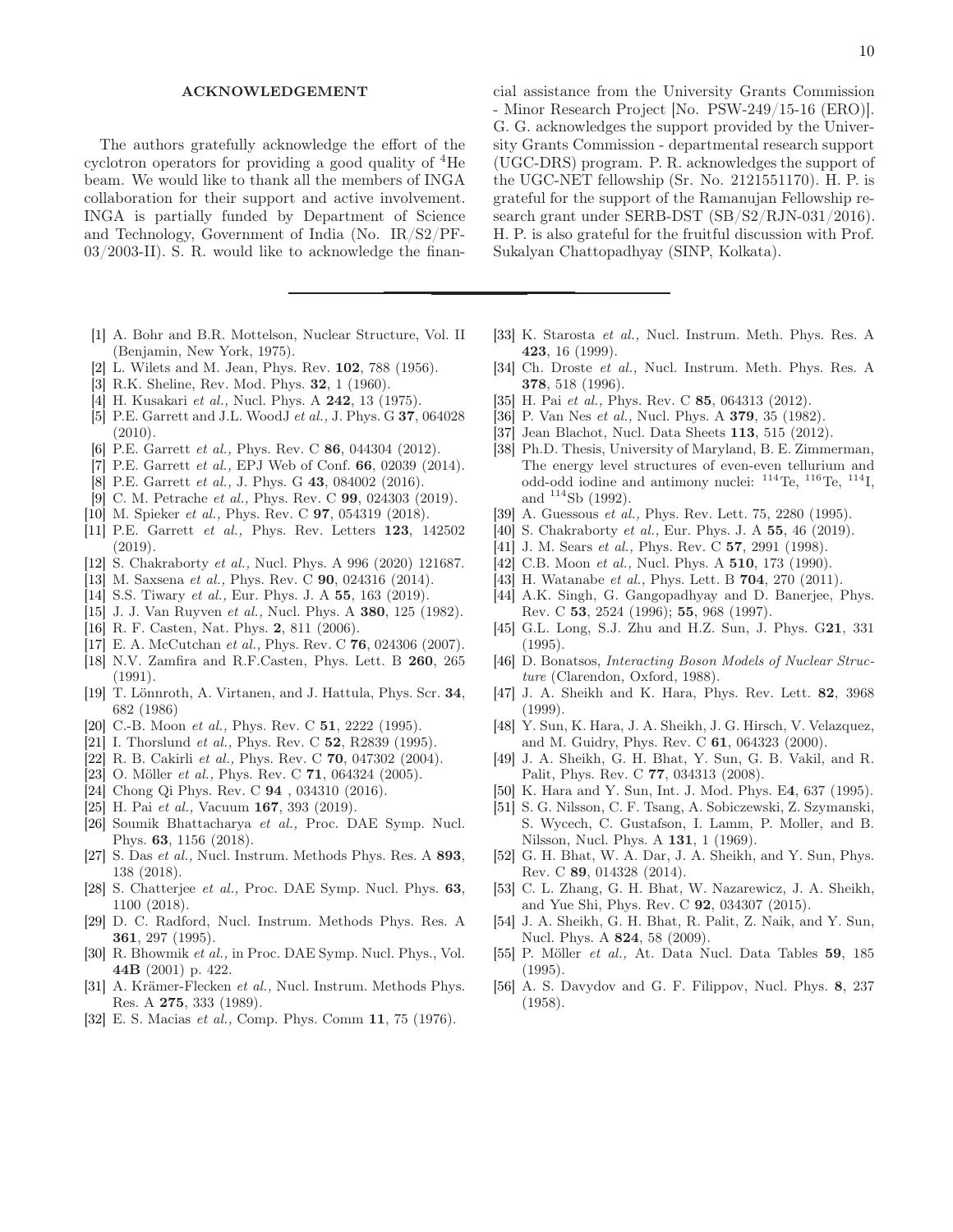## ACKNOWLEDGEMENT

The authors gratefully acknowledge the effort of the cyclotron operators for providing a good quality of $^4$He beam. We would like to thank all the members of INGA collaboration for their support and active involvement. INGA is partially funded by Department of Science and Technology, Government of India (No. IR/S2/PF-03/2003-II). S. R. would like to acknowledge the financial assistance from the University Grants Commission - Minor Research Project [No. PSW-249/15-16 (ERO)]. G. G. acknowledges the support provided by the University Grants Commission - departmental research support (UGC-DRS) program. P. R. acknowledges the support of the UGC-NET fellowship (Sr. No. 2121551170). H. P. is grateful for the support of the Ramanujan Fellowship research grant under SERB-DST (SB/S2/RJN-031/2016). H. P. is also grateful for the fruitful discussion with Prof. Sukalyan Chattopadhyay (SINP, Kolkata).

---

[1] A. Bohr and B.R. Mottelson, Nuclear Structure, Vol. II (Benjamin, New York, 1975).
[2] L. Wilets and M. Jean, Phys. Rev. **102**, 788 (1956).
[3] R.K. Sheline, Rev. Mod. Phys. **32**, 1 (1960).
[4] H. Kusakari *et al.,* Nucl. Phys. A **242**, 13 (1975).
[5] P.E. Garrett and J.L. WoodJ *et al.,* J. Phys. G **37**, 064028 (2010).
[6] P.E. Garrett *et al.,* Phys. Rev. C **86**, 044304 (2012).
[7] P.E. Garrett *et al.,* EPJ Web of Conf. **66**, 02039 (2014).
[8] P.E. Garrett *et al.,* J. Phys. G **43**, 084002 (2016).
[9] C. M. Petrache *et al.,* Phys. Rev. C **99**, 024303 (2019).
[10] M. Spieker *et al.,* Phys. Rev. C **97**, 054319 (2018).
[11] P.E. Garrett *et al.,* Phys. Rev. Letters **123**, 142502 (2019).
[12] S. Chakraborty *et al.,* Nucl. Phys. A 996 (2020) 121687.
[13] M. Saxsena *et al.,* Phys. Rev. C **90**, 024316 (2014).
[14] S.S. Tiwary *et al.,* Eur. Phys. J. A **55**, 163 (2019).
[15] J. J. Van Ruyven *et al.,* Nucl. Phys. A **380**, 125 (1982).
[16] R. F. Casten, Nat. Phys. **2**, 811 (2006).
[17] E. A. McCutchan *et al.,* Phys. Rev. C **76**, 024306 (2007).
[18] N.V. Zamfira and R.F.Casten, Phys. Lett. B **260**, 265 (1991).
[19] T. Lönnroth, A. Virtanen, and J. Hattula, Phys. Scr. **34**, 682 (1986)
[20] C.-B. Moon *et al.,* Phys. Rev. C **51**, 2222 (1995).
[21] I. Thorslund *et al.,* Phys. Rev. C **52**, R2839 (1995).
[22] R. B. Cakirli *et al.,* Phys. Rev. C **70**, 047302 (2004).
[23] O. Möller *et al.,* Phys. Rev. C **71**, 064324 (2005).
[24] Chong Qi Phys. Rev. C **94** , 034310 (2016).
[25] H. Pai *et al.,* Vacuum **167**, 393 (2019).
[26] Soumik Bhattacharya *et al.,* Proc. DAE Symp. Nucl. Phys. **63**, 1156 (2018).
[27] S. Das *et al.,* Nucl. Instrum. Methods Phys. Res. A **893**, 138 (2018).
[28] S. Chatterjee *et al.,* Proc. DAE Symp. Nucl. Phys. **63**, 1100 (2018).
[29] D. C. Radford, Nucl. Instrum. Methods Phys. Res. A **361**, 297 (1995).
[30] R. Bhowmik *et al.,* in Proc. DAE Symp. Nucl. Phys., Vol. **44B** (2001) p. 422.
[31] A. Krämer-Flecken *et al.,* Nucl. Instrum. Methods Phys. Res. A **275**, 333 (1989).
[32] E. S. Macias *et al.,* Comp. Phys. Comm **11**, 75 (1976).
[33] K. Starosta *et al.,* Nucl. Instrum. Meth. Phys. Res. A **423**, 16 (1999).
[34] Ch. Droste *et al.,* Nucl. Instrum. Meth. Phys. Res. A **378**, 518 (1996).
[35] H. Pai *et al.,* Phys. Rev. C **85**, 064313 (2012).
[36] P. Van Nes *et al.,* Nucl. Phys. A **379**, 35 (1982).
[37] Jean Blachot, Nucl. Data Sheets **113**, 515 (2012).
[38] Ph.D. Thesis, University of Maryland, B. E. Zimmerman, The energy level structures of even-even tellurium and odd-odd iodine and antimony nuclei: $^{114}$Te, $^{116}$Te, $^{114}$I, and $^{114}$Sb (1992).
[39] A. Guessous *et al.,* Phys. Rev. Lett. 75, 2280 (1995).
[40] S. Chakraborty *et al.,* Eur. Phys. J. A **55**, 46 (2019).
[41] J. M. Sears *et al.,* Phys. Rev. C **57**, 2991 (1998).
[42] C.B. Moon *et al.,* Nucl. Phys. A **510**, 173 (1990).
[43] H. Watanabe *et al.,* Phys. Lett. B **704**, 270 (2011).
[44] A.K. Singh, G. Gangopadhyay and D. Banerjee, Phys. Rev. C **53**, 2524 (1996); **55**, 968 (1997).
[45] G.L. Long, S.J. Zhu and H.Z. Sun, J. Phys. G**21**, 331 (1995).
[46] D. Bonatsos, *Interacting Boson Models of Nuclear Structure* (Clarendon, Oxford, 1988).
[47] J. A. Sheikh and K. Hara, Phys. Rev. Lett. **82**, 3968 (1999).
[48] Y. Sun, K. Hara, J. A. Sheikh, J. G. Hirsch, V. Velazquez, and M. Guidry, Phys. Rev. C **61**, 064323 (2000).
[49] J. A. Sheikh, G. H. Bhat, Y. Sun, G. B. Vakil, and R. Palit, Phys. Rev. C **77**, 034313 (2008).
[50] K. Hara and Y. Sun, Int. J. Mod. Phys. E**4**, 637 (1995).
[51] S. G. Nilsson, C. F. Tsang, A. Sobiczewski, Z. Szymanski, S. Wycech, C. Gustafson, I. Lamm, P. Moller, and B. Nilsson, Nucl. Phys. A **131**, 1 (1969).
[52] G. H. Bhat, W. A. Dar, J. A. Sheikh, and Y. Sun, Phys. Rev. C **89**, 014328 (2014).
[53] C. L. Zhang, G. H. Bhat, W. Nazarewicz, J. A. Sheikh, and Yue Shi, Phys. Rev. C **92**, 034307 (2015).
[54] J. A. Sheikh, G. H. Bhat, R. Palit, Z. Naik, and Y. Sun, Nucl. Phys. A **824**, 58 (2009).
[55] P. Möller *et al.,* At. Data Nucl. Data Tables **59**, 185 (1995).
[56] A. S. Davydov and G. F. Filippov, Nucl. Phys. **8**, 237 (1958).